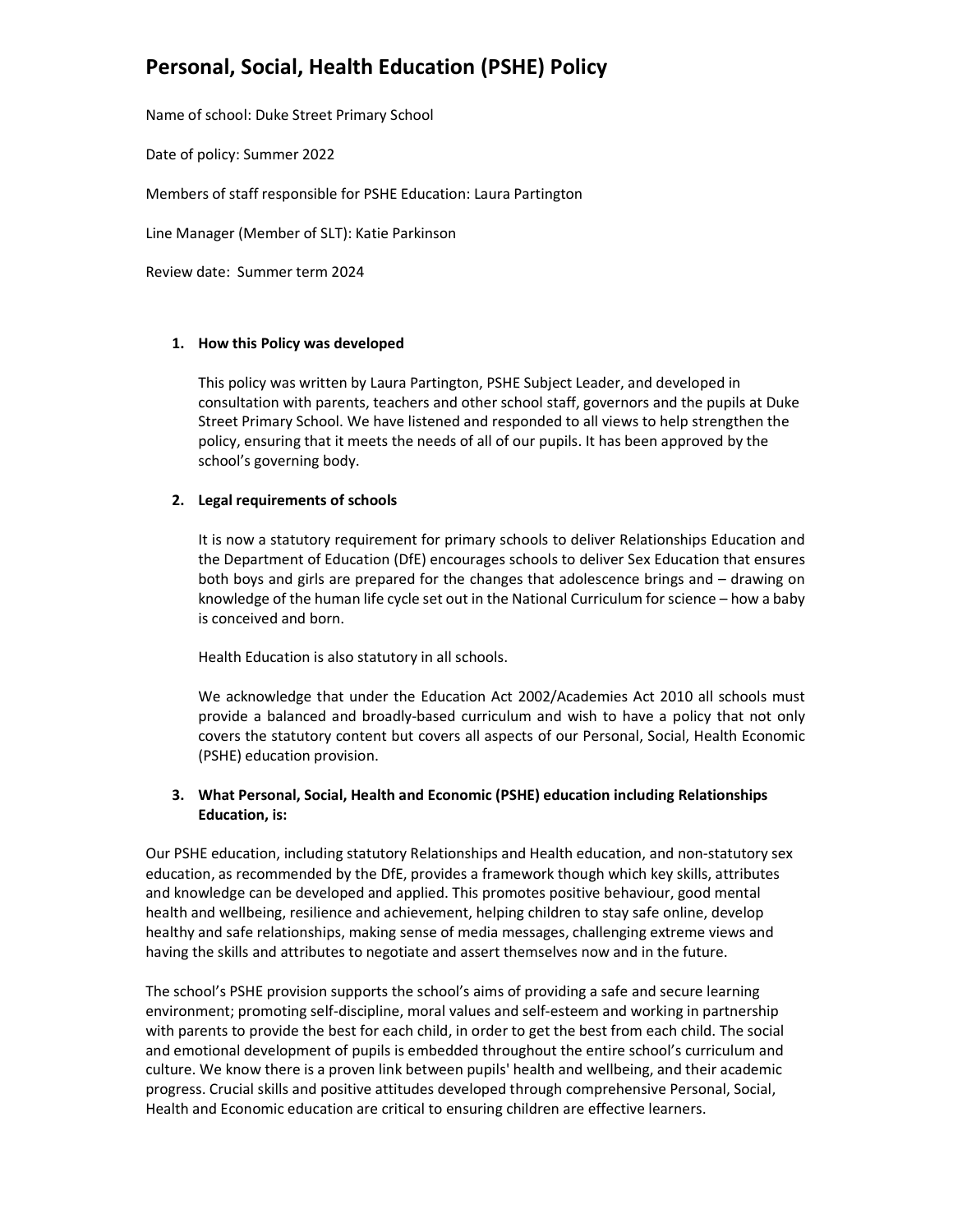# Personal, Social, Health Education (PSHE) Policy

Name of school: Duke Street Primary School

Date of policy: Summer 2022

Members of staff responsible for PSHE Education: Laura Partington

Line Manager (Member of SLT): Katie Parkinson

Review date: Summer term 2024

1. **How this Policy was developed**

   This policy was written by Laura Partington, PSHE Subject Leader, and developed in consultation with parents, teachers and other school staff, governors and the pupils at Duke Street Primary School. We have listened and responded to all views to help strengthen the policy, ensuring that it meets the needs of all of our pupils. It has been approved by the school's governing body.

2. **Legal requirements of schools**

   It is now a statutory requirement for primary schools to deliver Relationships Education and the Department of Education (DfE) encourages schools to deliver Sex Education that ensures both boys and girls are prepared for the changes that adolescence brings and – drawing on knowledge of the human life cycle set out in the National Curriculum for science – how a baby is conceived and born.

   Health Education is also statutory in all schools.

   We acknowledge that under the Education Act 2002/Academies Act 2010 all schools must provide a balanced and broadly-based curriculum and wish to have a policy that not only covers the statutory content but covers all aspects of our Personal, Social, Health Economic (PSHE) education provision.

3. **What Personal, Social, Health and Economic (PSHE) education including Relationships Education, is:**

Our PSHE education, including statutory Relationships and Health education, and non-statutory sex education, as recommended by the DfE, provides a framework though which key skills, attributes and knowledge can be developed and applied. This promotes positive behaviour, good mental health and wellbeing, resilience and achievement, helping children to stay safe online, develop healthy and safe relationships, making sense of media messages, challenging extreme views and having the skills and attributes to negotiate and assert themselves now and in the future.

The school's PSHE provision supports the school's aims of providing a safe and secure learning environment; promoting self-discipline, moral values and self-esteem and working in partnership with parents to provide the best for each child, in order to get the best from each child. The social and emotional development of pupils is embedded throughout the entire school's curriculum and culture. We know there is a proven link between pupils' health and wellbeing, and their academic progress. Crucial skills and positive attitudes developed through comprehensive Personal, Social, Health and Economic education are critical to ensuring children are effective learners.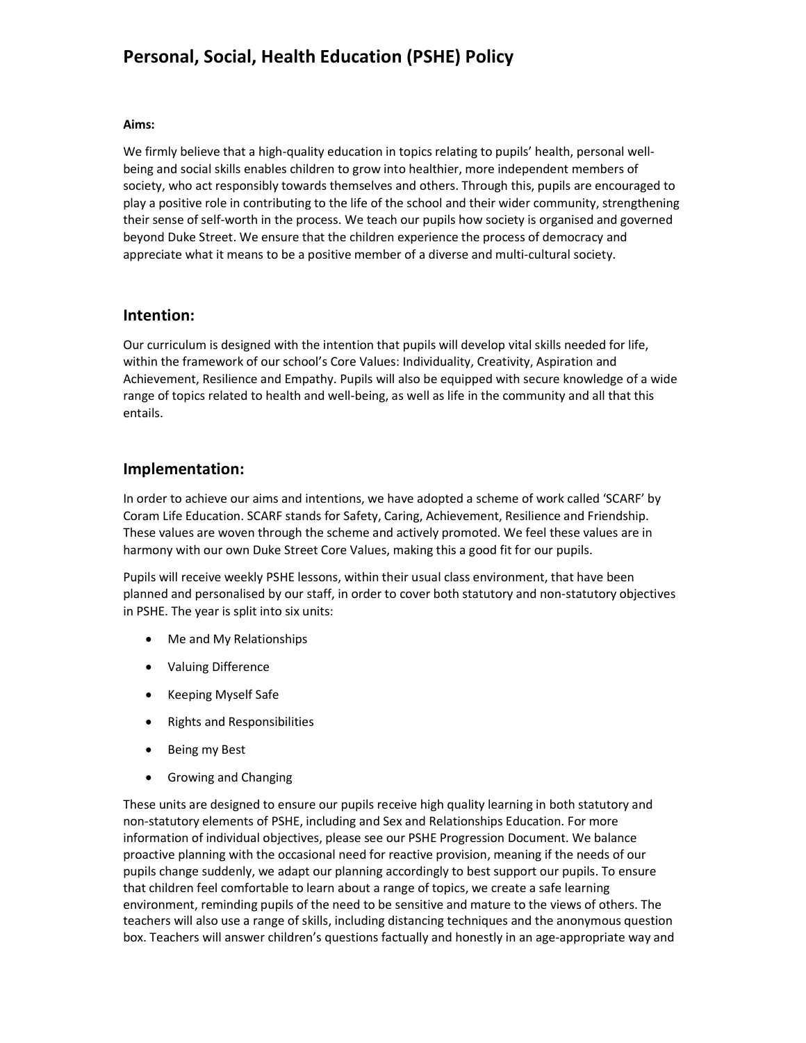# Personal, Social, Health Education (PSHE) Policy

**Aims:**

We firmly believe that a high-quality education in topics relating to pupils' health, personal well-being and social skills enables children to grow into healthier, more independent members of society, who act responsibly towards themselves and others. Through this, pupils are encouraged to play a positive role in contributing to the life of the school and their wider community, strengthening their sense of self-worth in the process. We teach our pupils how society is organised and governed beyond Duke Street. We ensure that the children experience the process of democracy and appreciate what it means to be a positive member of a diverse and multi-cultural society.

## Intention:

Our curriculum is designed with the intention that pupils will develop vital skills needed for life, within the framework of our school's Core Values: Individuality, Creativity, Aspiration and Achievement, Resilience and Empathy. Pupils will also be equipped with secure knowledge of a wide range of topics related to health and well-being, as well as life in the community and all that this entails.

## Implementation:

In order to achieve our aims and intentions, we have adopted a scheme of work called 'SCARF' by Coram Life Education. SCARF stands for Safety, Caring, Achievement, Resilience and Friendship. These values are woven through the scheme and actively promoted. We feel these values are in harmony with our own Duke Street Core Values, making this a good fit for our pupils.

Pupils will receive weekly PSHE lessons, within their usual class environment, that have been planned and personalised by our staff, in order to cover both statutory and non-statutory objectives in PSHE. The year is split into six units:

- Me and My Relationships
- Valuing Difference
- Keeping Myself Safe
- Rights and Responsibilities
- Being my Best
- Growing and Changing

These units are designed to ensure our pupils receive high quality learning in both statutory and non-statutory elements of PSHE, including and Sex and Relationships Education. For more information of individual objectives, please see our PSHE Progression Document. We balance proactive planning with the occasional need for reactive provision, meaning if the needs of our pupils change suddenly, we adapt our planning accordingly to best support our pupils. To ensure that children feel comfortable to learn about a range of topics, we create a safe learning environment, reminding pupils of the need to be sensitive and mature to the views of others. The teachers will also use a range of skills, including distancing techniques and the anonymous question box. Teachers will answer children's questions factually and honestly in an age-appropriate way and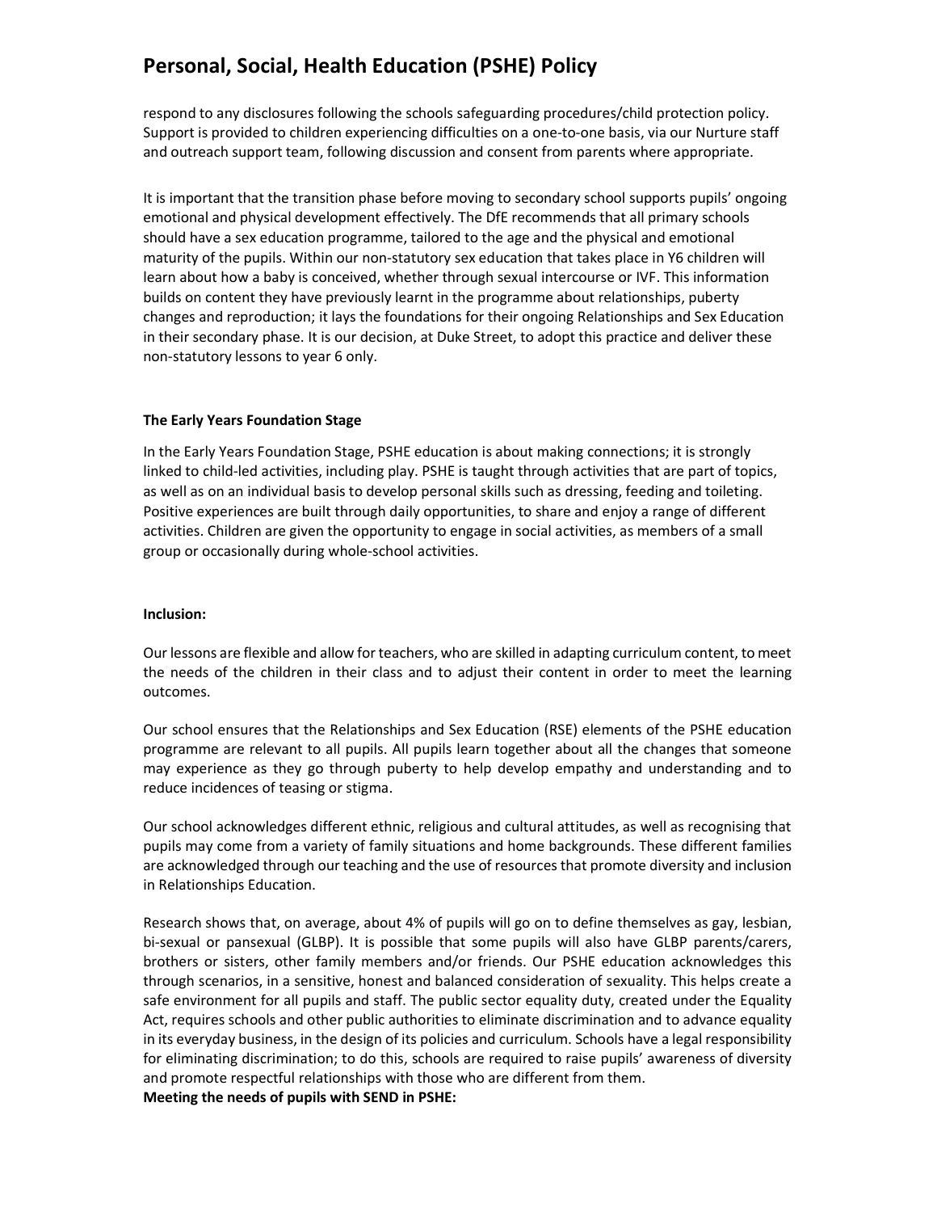respond to any disclosures following the schools safeguarding procedures/child protection policy. Support is provided to children experiencing difficulties on a one-to-one basis, via our Nurture staff and outreach support team, following discussion and consent from parents where appropriate.

It is important that the transition phase before moving to secondary school supports pupils' ongoing emotional and physical development effectively. The DfE recommends that all primary schools should have a sex education programme, tailored to the age and the physical and emotional maturity of the pupils. Within our non-statutory sex education that takes place in Y6 children will learn about how a baby is conceived, whether through sexual intercourse or IVF. This information builds on content they have previously learnt in the programme about relationships, puberty changes and reproduction; it lays the foundations for their ongoing Relationships and Sex Education in their secondary phase. It is our decision, at Duke Street, to adopt this practice and deliver these non-statutory lessons to year 6 only.

**The Early Years Foundation Stage**

In the Early Years Foundation Stage, PSHE education is about making connections; it is strongly linked to child-led activities, including play. PSHE is taught through activities that are part of topics, as well as on an individual basis to develop personal skills such as dressing, feeding and toileting. Positive experiences are built through daily opportunities, to share and enjoy a range of different activities. Children are given the opportunity to engage in social activities, as members of a small group or occasionally during whole-school activities.

**Inclusion:**

Our lessons are flexible and allow for teachers, who are skilled in adapting curriculum content, to meet the needs of the children in their class and to adjust their content in order to meet the learning outcomes.

Our school ensures that the Relationships and Sex Education (RSE) elements of the PSHE education programme are relevant to all pupils. All pupils learn together about all the changes that someone may experience as they go through puberty to help develop empathy and understanding and to reduce incidences of teasing or stigma.

Our school acknowledges different ethnic, religious and cultural attitudes, as well as recognising that pupils may come from a variety of family situations and home backgrounds. These different families are acknowledged through our teaching and the use of resources that promote diversity and inclusion in Relationships Education.

Research shows that, on average, about 4% of pupils will go on to define themselves as gay, lesbian, bi-sexual or pansexual (GLBP). It is possible that some pupils will also have GLBP parents/carers, brothers or sisters, other family members and/or friends. Our PSHE education acknowledges this through scenarios, in a sensitive, honest and balanced consideration of sexuality. This helps create a safe environment for all pupils and staff. The public sector equality duty, created under the Equality Act, requires schools and other public authorities to eliminate discrimination and to advance equality in its everyday business, in the design of its policies and curriculum. Schools have a legal responsibility for eliminating discrimination; to do this, schools are required to raise pupils' awareness of diversity and promote respectful relationships with those who are different from them.

**Meeting the needs of pupils with SEND in PSHE:**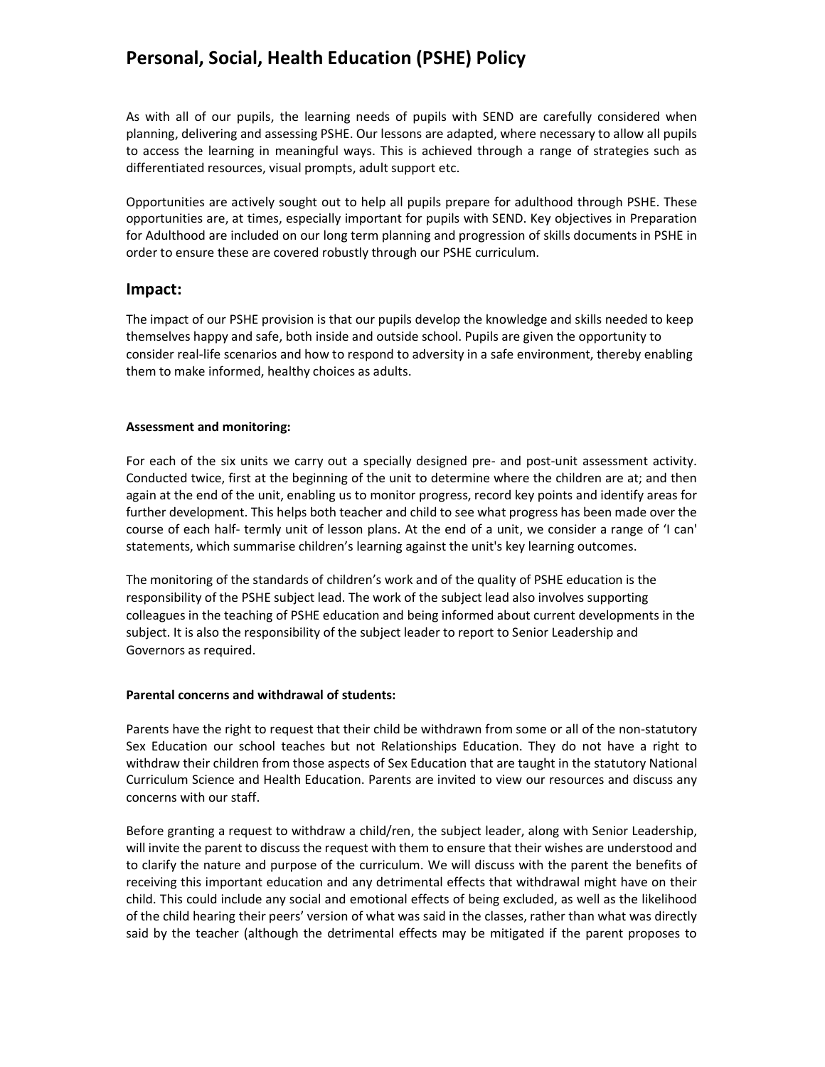# Personal, Social, Health Education (PSHE) Policy

As with all of our pupils, the learning needs of pupils with SEND are carefully considered when planning, delivering and assessing PSHE. Our lessons are adapted, where necessary to allow all pupils to access the learning in meaningful ways. This is achieved through a range of strategies such as differentiated resources, visual prompts, adult support etc.

Opportunities are actively sought out to help all pupils prepare for adulthood through PSHE. These opportunities are, at times, especially important for pupils with SEND. Key objectives in Preparation for Adulthood are included on our long term planning and progression of skills documents in PSHE in order to ensure these are covered robustly through our PSHE curriculum.

## Impact:

The impact of our PSHE provision is that our pupils develop the knowledge and skills needed to keep themselves happy and safe, both inside and outside school. Pupils are given the opportunity to consider real-life scenarios and how to respond to adversity in a safe environment, thereby enabling them to make informed, healthy choices as adults.

**Assessment and monitoring:**

For each of the six units we carry out a specially designed pre- and post-unit assessment activity. Conducted twice, first at the beginning of the unit to determine where the children are at; and then again at the end of the unit, enabling us to monitor progress, record key points and identify areas for further development. This helps both teacher and child to see what progress has been made over the course of each half- termly unit of lesson plans. At the end of a unit, we consider a range of 'I can' statements, which summarise children's learning against the unit's key learning outcomes.

The monitoring of the standards of children's work and of the quality of PSHE education is the responsibility of the PSHE subject lead. The work of the subject lead also involves supporting colleagues in the teaching of PSHE education and being informed about current developments in the subject. It is also the responsibility of the subject leader to report to Senior Leadership and Governors as required.

**Parental concerns and withdrawal of students:**

Parents have the right to request that their child be withdrawn from some or all of the non-statutory Sex Education our school teaches but not Relationships Education. They do not have a right to withdraw their children from those aspects of Sex Education that are taught in the statutory National Curriculum Science and Health Education. Parents are invited to view our resources and discuss any concerns with our staff.

Before granting a request to withdraw a child/ren, the subject leader, along with Senior Leadership, will invite the parent to discuss the request with them to ensure that their wishes are understood and to clarify the nature and purpose of the curriculum. We will discuss with the parent the benefits of receiving this important education and any detrimental effects that withdrawal might have on their child. This could include any social and emotional effects of being excluded, as well as the likelihood of the child hearing their peers' version of what was said in the classes, rather than what was directly said by the teacher (although the detrimental effects may be mitigated if the parent proposes to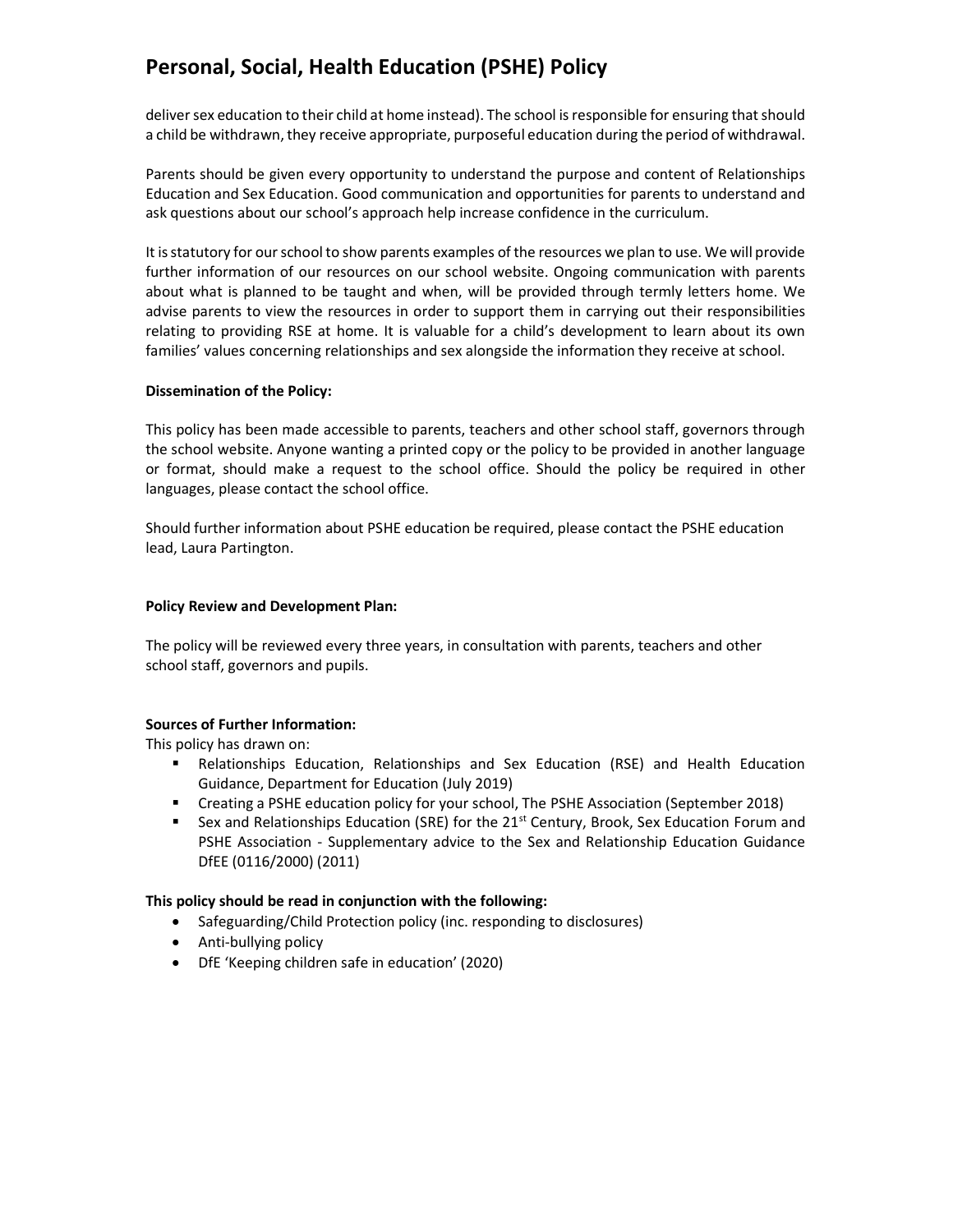deliver sex education to their child at home instead). The school is responsible for ensuring that should a child be withdrawn, they receive appropriate, purposeful education during the period of withdrawal.

Parents should be given every opportunity to understand the purpose and content of Relationships Education and Sex Education. Good communication and opportunities for parents to understand and ask questions about our school's approach help increase confidence in the curriculum.

It is statutory for our school to show parents examples of the resources we plan to use. We will provide further information of our resources on our school website. Ongoing communication with parents about what is planned to be taught and when, will be provided through termly letters home. We advise parents to view the resources in order to support them in carrying out their responsibilities relating to providing RSE at home. It is valuable for a child's development to learn about its own families' values concerning relationships and sex alongside the information they receive at school.

**Dissemination of the Policy:**

This policy has been made accessible to parents, teachers and other school staff, governors through the school website. Anyone wanting a printed copy or the policy to be provided in another language or format, should make a request to the school office. Should the policy be required in other languages, please contact the school office.

Should further information about PSHE education be required, please contact the PSHE education lead, Laura Partington.

**Policy Review and Development Plan:**

The policy will be reviewed every three years, in consultation with parents, teachers and other school staff, governors and pupils.

**Sources of Further Information:**

This policy has drawn on:

- Relationships Education, Relationships and Sex Education (RSE) and Health Education Guidance, Department for Education (July 2019)
- Creating a PSHE education policy for your school, The PSHE Association (September 2018)
- Sex and Relationships Education (SRE) for the 21st Century, Brook, Sex Education Forum and PSHE Association - Supplementary advice to the Sex and Relationship Education Guidance DfEE (0116/2000) (2011)

**This policy should be read in conjunction with the following:**

- Safeguarding/Child Protection policy (inc. responding to disclosures)
- Anti-bullying policy
- DfE 'Keeping children safe in education' (2020)